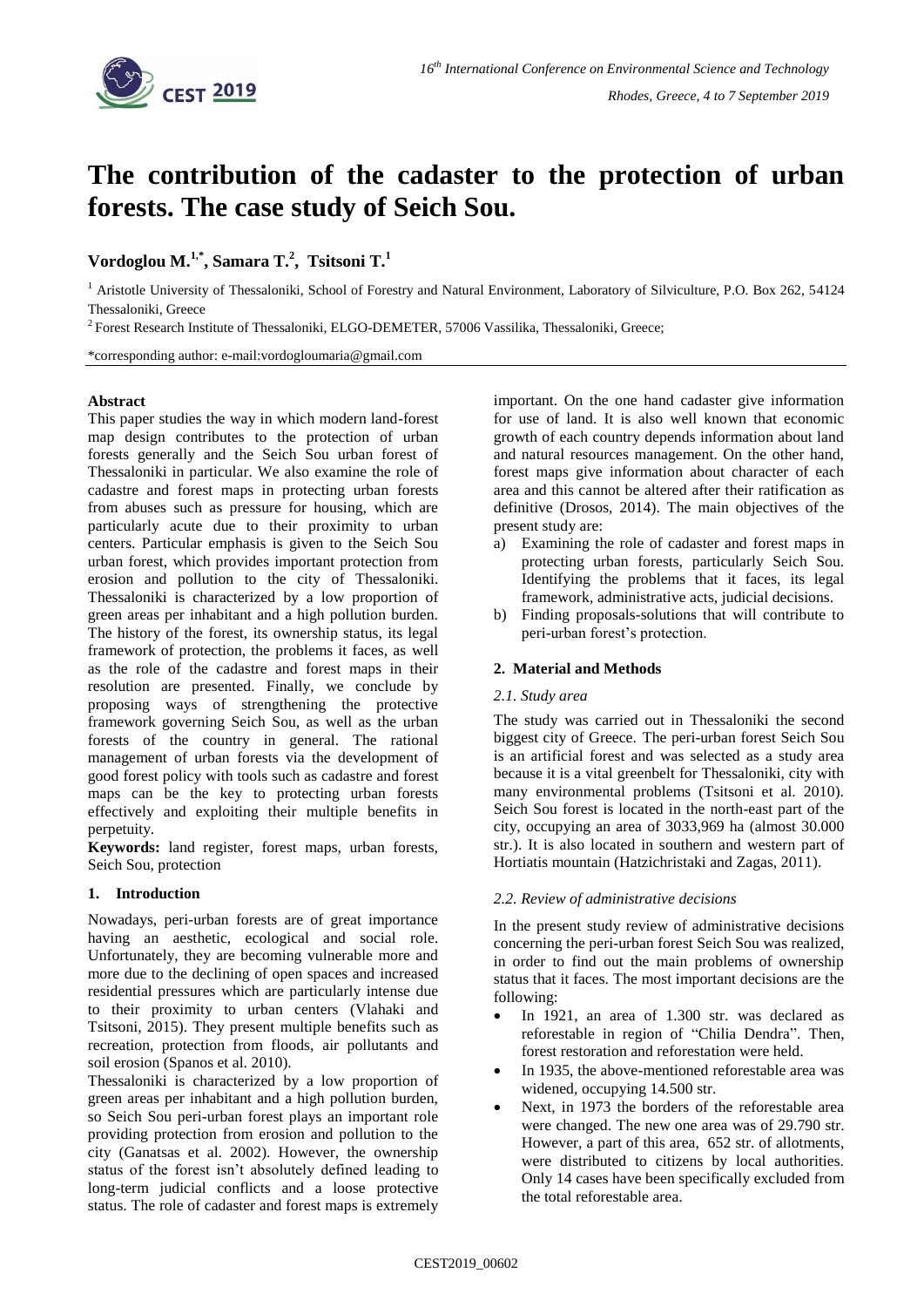# The contribution of the cadaster to the protection of urban forests. The case study of Seich Sou.

**Vordoglou M.[1,*], Samara T.[2], Tsitsoni T.[1]**

[1] Aristotle University of Thessaloniki, School of Forestry and Natural Environment, Laboratory of Silviculture, P.O. Box 262, 54124 Thessaloniki, Greece

[2] Forest Research Institute of Thessaloniki, ELGO-DEMETER, 57006 Vassilika, Thessaloniki, Greece;

*corresponding author: e-mail:vordogloumaria@gmail.com

**Abstract**

This paper studies the way in which modern land-forest map design contributes to the protection of urban forests generally and the Seich Sou urban forest of Thessaloniki in particular. We also examine the role of cadastre and forest maps in protecting urban forests from abuses such as pressure for housing, which are particularly acute due to their proximity to urban centers. Particular emphasis is given to the Seich Sou urban forest, which provides important protection from erosion and pollution to the city of Thessaloniki. Thessaloniki is characterized by a low proportion of green areas per inhabitant and a high pollution burden. The history of the forest, its ownership status, its legal framework of protection, the problems it faces, as well as the role of the cadastre and forest maps in their resolution are presented. Finally, we conclude by proposing ways of strengthening the protective framework governing Seich Sou, as well as the urban forests of the country in general. The rational management of urban forests via the development of good forest policy with tools such as cadastre and forest maps can be the key to protecting urban forests effectively and exploiting their multiple benefits in perpetuity.

**Keywords:** land register, forest maps, urban forests, Seich Sou, protection

## 1. Introduction

Nowadays, peri-urban forests are of great importance having an aesthetic, ecological and social role. Unfortunately, they are becoming vulnerable more and more due to the declining of open spaces and increased residential pressures which are particularly intense due to their proximity to urban centers (Vlahaki and Tsitsoni, 2015). They present multiple benefits such as recreation, protection from floods, air pollutants and soil erosion (Spanos et al. 2010).

Thessaloniki is characterized by a low proportion of green areas per inhabitant and a high pollution burden, so Seich Sou peri-urban forest plays an important role providing protection from erosion and pollution to the city (Ganatsas et al. 2002). However, the ownership status of the forest isn't absolutely defined leading to long-term judicial conflicts and a loose protective status. The role of cadaster and forest maps is extremely important. On the one hand cadaster give information for use of land. It is also well known that economic growth of each country depends information about land and natural resources management. On the other hand, forest maps give information about character of each area and this cannot be altered after their ratification as definitive (Drosos, 2014). The main objectives of the present study are:

a) Examining the role of cadaster and forest maps in protecting urban forests, particularly Seich Sou. Identifying the problems that it faces, its legal framework, administrative acts, judicial decisions.
b) Finding proposals-solutions that will contribute to peri-urban forest's protection.

## 2. Material and Methods

### *2.1. Study area*

The study was carried out in Thessaloniki the second biggest city of Greece. The peri-urban forest Seich Sou is an artificial forest and was selected as a study area because it is a vital greenbelt for Thessaloniki, city with many environmental problems (Tsitsoni et al. 2010). Seich Sou forest is located in the north-east part of the city, occupying an area of 3033,969 ha (almost 30.000 str.). It is also located in southern and western part of Hortiatis mountain (Hatzichristaki and Zagas, 2011).

### *2.2. Review of administrative decisions*

In the present study review of administrative decisions concerning the peri-urban forest Seich Sou was realized, in order to find out the main problems of ownership status that it faces. The most important decisions are the following:

- In 1921, an area of 1.300 str. was declared as reforestable in region of "Chilia Dendra". Then, forest restoration and reforestation were held.
- In 1935, the above-mentioned reforestable area was widened, occupying 14.500 str.
- Next, in 1973 the borders of the reforestable area were changed. The new one area was of 29.790 str. However, a part of this area, 652 str. of allotments, were distributed to citizens by local authorities. Only 14 cases have been specifically excluded from the total reforestable area.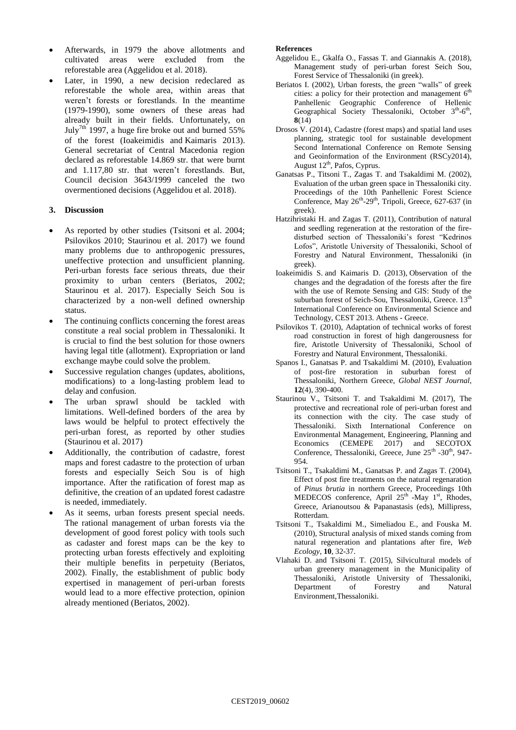- Afterwards, in 1979 the above allotments and cultivated areas were excluded from the reforestable area (Aggelidou et al. 2018).
- Later, in 1990, a new decision redeclared as reforestable the whole area, within areas that weren't forests or forestlands. In the meantime (1979-1990), some owners of these areas had already built in their fields. Unfortunately, on July[7th] 1997, a huge fire broke out and burned 55% of the forest (Ioakeimidis and Kaimaris 2013). General secretariat of Central Macedonia region declared as reforestable 14.869 str. that were burnt and 1.117,80 str. that weren't forestlands. But, Council decision 3643/1999 canceled the two overmentioned decisions (Aggelidou et al. 2018).

## 3. Discussion

- As reported by other studies (Tsitsoni et al. 2004; Psilovikos 2010; Staurinou et al. 2017) we found many problems due to anthropogenic pressures, uneffective protection and unsufficient planning. Peri-urban forests face serious threats, due their proximity to urban centers (Beriatos, 2002; Staurinou et al. 2017). Especially Seich Sou is characterized by a non-well defined ownership status.
- The continuing conflicts concerning the forest areas constitute a real social problem in Thessaloniki. It is crucial to find the best solution for those owners having legal title (allotment). Expropriation or land exchange maybe could solve the problem.
- Successive regulation changes (updates, abolitions, modifications) to a long-lasting problem lead to delay and confusion.
- The urban sprawl should be tackled with limitations. Well-defined borders of the area by laws would be helpful to protect effectively the peri-urban forest, as reported by other studies (Staurinou et al. 2017)
- Additionally, the contribution of cadastre, forest maps and forest cadastre to the protection of urban forests and especially Seich Sou is of high importance. After the ratification of forest map as definitive, the creation of an updated forest cadastre is needed, immediately.
- As it seems, urban forests present special needs. The rational management of urban forests via the development of good forest policy with tools such as cadaster and forest maps can be the key to protecting urban forests effectively and exploiting their multiple benefits in perpetuity (Beriatos, 2002). Finally, the establishment of public body expertised in management of peri-urban forests would lead to a more effective protection, opinion already mentioned (Beriatos, 2002).

**References**

Aggelidou E., Gkalfa O., Fassas T. and Giannakis A. (2018), Management study of peri-urban forest Seich Sou, Forest Service of Thessaloniki (in greek).

Beriatos I. (2002), Urban forests, the green "walls" of greek cities: a policy for their protection and management 6[th] Panhellenic Geographic Conference of Hellenic Geographical Society Thessaloniki, October 3[th]-6[th], **8**(14)

Drosos V. (2014), Cadastre (forest maps) and spatial land uses planning, strategic tool for sustainable development Second International Conference on Remote Sensing and Geoinformation of the Environment (RSCy2014), August 12[th], Pafos, Cyprus.

Ganatsas P., Titsoni T., Zagas T. and Tsakaldimi M. (2002), Evaluation of the urban green space in Thessaloniki city. Proceedings of the 10th Panhellenic Forest Science Conference, May 26[th]-29[th], Tripoli, Greece, 627-637 (in greek).

Hatzihristaki H. and Zagas T. (2011), Contribution of natural and seedling regeneration at the restoration of the fire-disturbed section of Thessaloniki's forest "Kedrinos Lofos", Aristotle University of Thessaloniki, School of Forestry and Natural Environment, Thessaloniki (in greek).

Ioakeimidis S. and Kaimaris D. (2013), Observation of the changes and the degradation of the forests after the fire with the use of Remote Sensing and GIS: Study of the suburban forest of Seich-Sou, Thessaloniki, Greece. 13[th] International Conference on Environmental Science and Technology, CEST 2013. Athens - Greece.

Psilovikos T. (2010), Adaptation of technical works of forest road construction in forest of high dangerousness for fire, Aristotle University of Thessaloniki, School of Forestry and Natural Environment, Thessaloniki.

Spanos I., Ganatsas P. and Tsakaldimi M. (2010), Evaluation of post-fire restoration in suburban forest of Thessaloniki, Northern Greece, *Global NEST Journal*, **12**(4), 390-400.

Staurinou V., Tsitsoni T. and Tsakaldimi M. (2017), The protective and recreational role of peri-urban forest and its connection with the city. The case study of Thessaloniki. Sixth International Conference on Environmental Management, Engineering, Planning and Economics (CEMEPE 2017) and SECOTOX Conference, Thessaloniki, Greece, June 25[th] -30[th], 947-954.

Tsitsoni T., Tsakaldimi M., Ganatsas P. and Zagas T. (2004), Effect of post fire treatments on the natural regenaration of *Pinus brutia* in northern Greece, Proceedings 10th MEDECOS conference, April 25[th] -May 1[st], Rhodes, Greece, Arianoutsou & Papanastasis (eds), Millipress, Rotterdam.

Tsitsoni T., Tsakaldimi M., Simeliadou E., and Fouska M. (2010), Structural analysis of mixed stands coming from natural regeneration and plantations after fire, *Web Ecology*, **10**, 32-37.

Vlahaki D. and Tsitsoni T. (2015), Silvicultural models of urban greenery management in the Municipality of Thessaloniki, Aristotle University of Thessaloniki, Department of Forestry and Natural Environment,Thessaloniki.